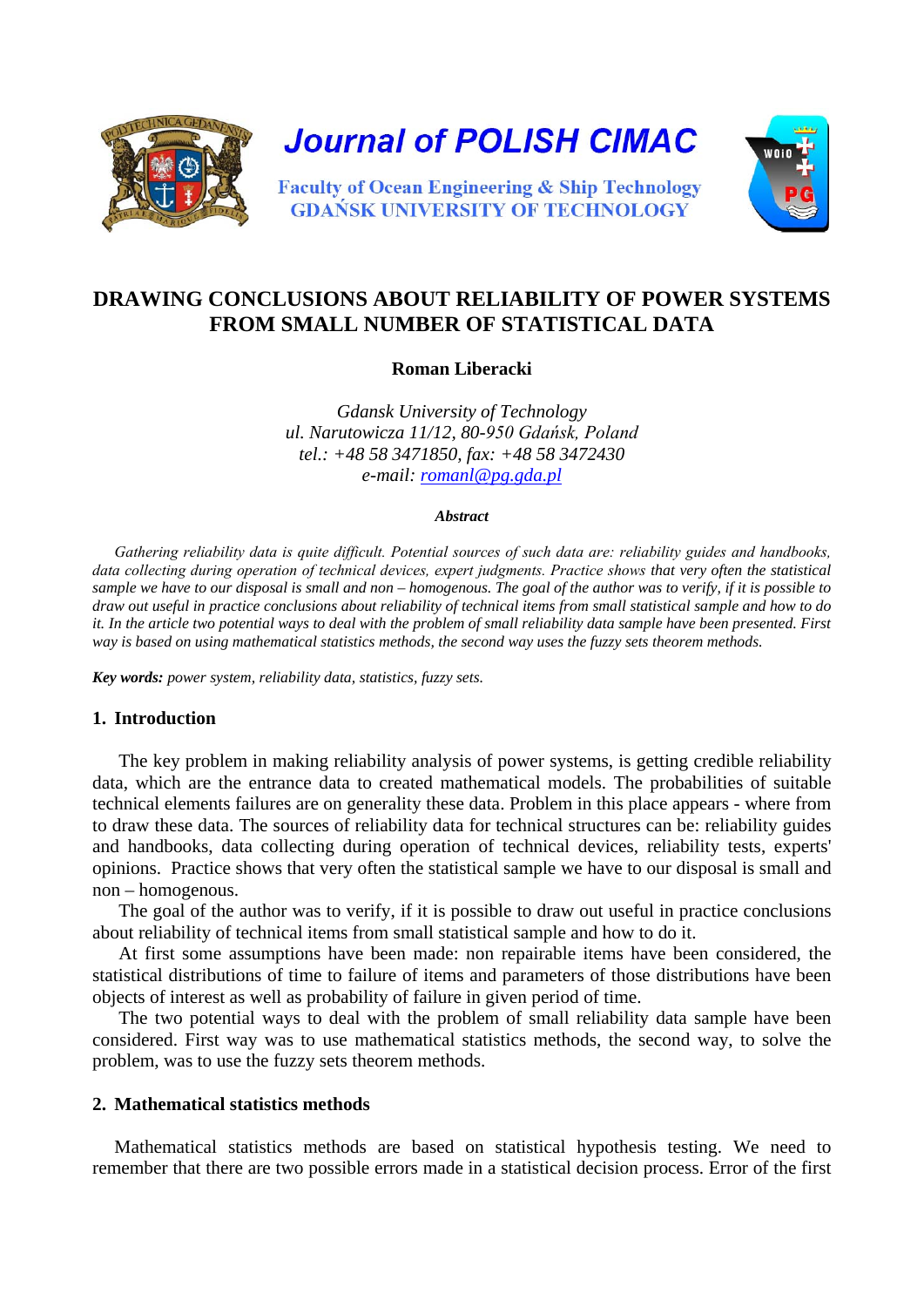Journal of POLISH CIMAC

Faculty of Ocean Engineering & Ship Technology
GDAŃSK UNIVERSITY OF TECHNOLOGY

# DRAWING CONCLUSIONS ABOUT RELIABILITY OF POWER SYSTEMS FROM SMALL NUMBER OF STATISTICAL DATA

**Roman Liberacki**

*Gdansk University of Technology*
*ul. Narutowicza 11/12, 80-950 Gdańsk, Poland*
*tel.: +48 58 3471850, fax: +48 58 3472430*
*e-mail: romanl@pg.gda.pl*

***Abstract***

*Gathering reliability data is quite difficult. Potential sources of such data are: reliability guides and handbooks, data collecting during operation of technical devices, expert judgments. Practice shows that very often the statistical sample we have to our disposal is small and non – homogenous. The goal of the author was to verify, if it is possible to draw out useful in practice conclusions about reliability of technical items from small statistical sample and how to do it. In the article two potential ways to deal with the problem of small reliability data sample have been presented. First way is based on using mathematical statistics methods, the second way uses the fuzzy sets theorem methods.*

***Key words:*** *power system, reliability data, statistics, fuzzy sets.*

## 1. Introduction

The key problem in making reliability analysis of power systems, is getting credible reliability data, which are the entrance data to created mathematical models. The probabilities of suitable technical elements failures are on generality these data. Problem in this place appears - where from to draw these data. The sources of reliability data for technical structures can be: reliability guides and handbooks, data collecting during operation of technical devices, reliability tests, experts' opinions. Practice shows that very often the statistical sample we have to our disposal is small and non – homogenous.

The goal of the author was to verify, if it is possible to draw out useful in practice conclusions about reliability of technical items from small statistical sample and how to do it.

At first some assumptions have been made: non repairable items have been considered, the statistical distributions of time to failure of items and parameters of those distributions have been objects of interest as well as probability of failure in given period of time.

The two potential ways to deal with the problem of small reliability data sample have been considered. First way was to use mathematical statistics methods, the second way, to solve the problem, was to use the fuzzy sets theorem methods.

## 2. Mathematical statistics methods

Mathematical statistics methods are based on statistical hypothesis testing. We need to remember that there are two possible errors made in a statistical decision process. Error of the first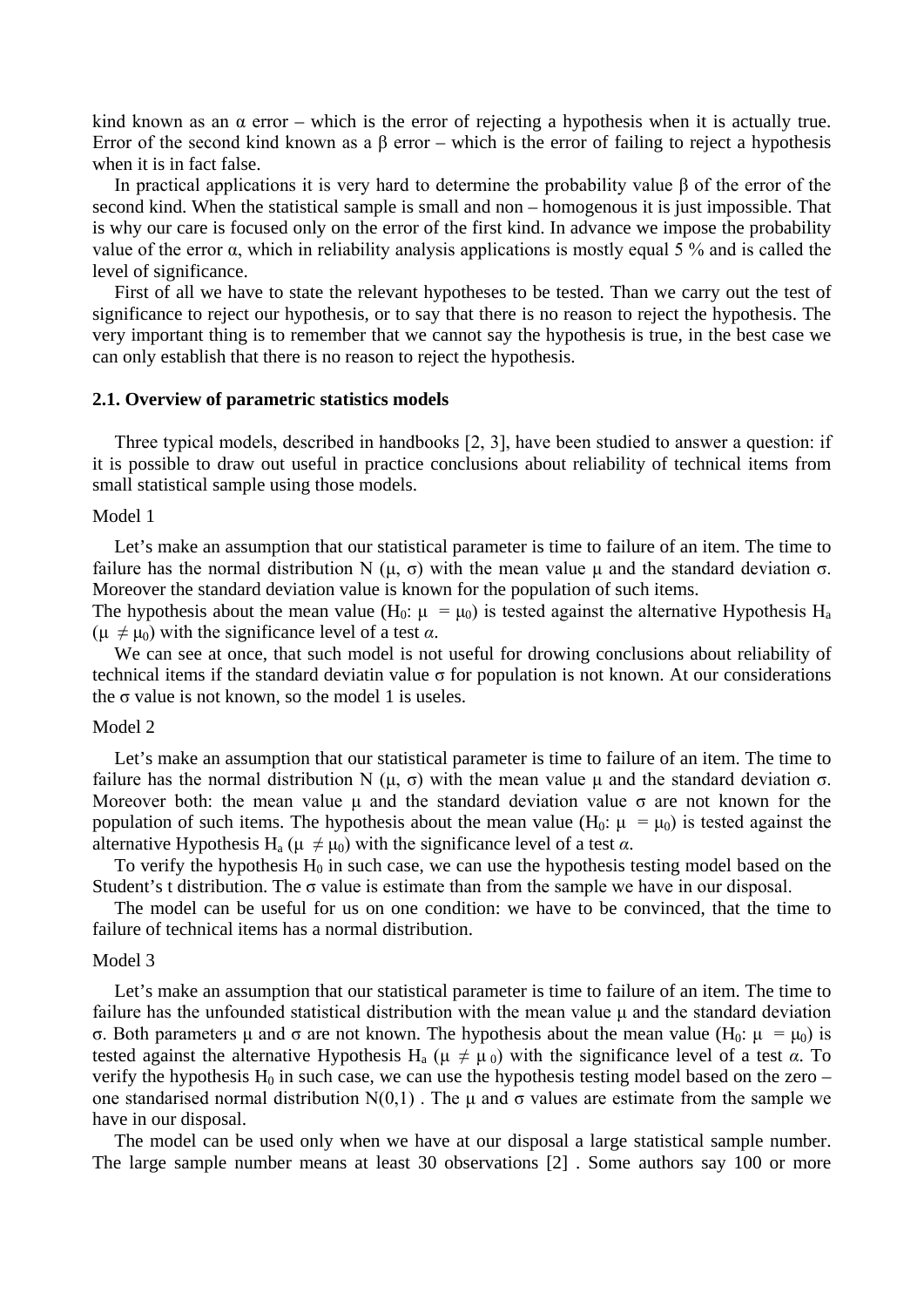kind known as an $\alpha$ error – which is the error of rejecting a hypothesis when it is actually true. Error of the second kind known as a $\beta$ error – which is the error of failing to reject a hypothesis when it is in fact false.

In practical applications it is very hard to determine the probability value $\beta$ of the error of the second kind. When the statistical sample is small and non – homogenous it is just impossible. That is why our care is focused only on the error of the first kind. In advance we impose the probability value of the error $\alpha$, which in reliability analysis applications is mostly equal 5 % and is called the level of significance.

First of all we have to state the relevant hypotheses to be tested. Than we carry out the test of significance to reject our hypothesis, or to say that there is no reason to reject the hypothesis. The very important thing is to remember that we cannot say the hypothesis is true, in the best case we can only establish that there is no reason to reject the hypothesis.

### 2.1. Overview of parametric statistics models

Three typical models, described in handbooks [2, 3], have been studied to answer a question: if it is possible to draw out useful in practice conclusions about reliability of technical items from small statistical sample using those models.

Model 1

Let's make an assumption that our statistical parameter is time to failure of an item. The time to failure has the normal distribution N ($\mu$, $\sigma$) with the mean value $\mu$ and the standard deviation $\sigma$. Moreover the standard deviation value is known for the population of such items.
The hypothesis about the mean value ($H_0$: $\mu = \mu_0$) is tested against the alternative Hypothesis $H_a$ ($\mu \neq \mu_0$) with the significance level of a test $\alpha$.

We can see at once, that such model is not useful for drowing conclusions about reliability of technical items if the standard deviatin value $\sigma$ for population is not known. At our considerations the $\sigma$ value is not known, so the model 1 is useles.

Model 2

Let's make an assumption that our statistical parameter is time to failure of an item. The time to failure has the normal distribution N ($\mu$, $\sigma$) with the mean value $\mu$ and the standard deviation $\sigma$. Moreover both: the mean value $\mu$ and the standard deviation value $\sigma$ are not known for the population of such items. The hypothesis about the mean value ($H_0$: $\mu = \mu_0$) is tested against the alternative Hypothesis $H_a$ ($\mu \neq \mu_0$) with the significance level of a test $\alpha$.

To verify the hypothesis $H_0$ in such case, we can use the hypothesis testing model based on the Student's t distribution. The $\sigma$ value is estimate than from the sample we have in our disposal.

The model can be useful for us on one condition: we have to be convinced, that the time to failure of technical items has a normal distribution.

Model 3

Let's make an assumption that our statistical parameter is time to failure of an item. The time to failure has the unfounded statistical distribution with the mean value $\mu$ and the standard deviation $\sigma$. Both parameters $\mu$ and $\sigma$ are not known. The hypothesis about the mean value ($H_0$: $\mu = \mu_0$) is tested against the alternative Hypothesis $H_a$ ($\mu \neq \mu_0$) with the significance level of a test $\alpha$. To verify the hypothesis $H_0$ in such case, we can use the hypothesis testing model based on the zero – one standarised normal distribution N(0,1) . The $\mu$ and $\sigma$ values are estimate from the sample we have in our disposal.

The model can be used only when we have at our disposal a large statistical sample number. The large sample number means at least 30 observations [2] . Some authors say 100 or more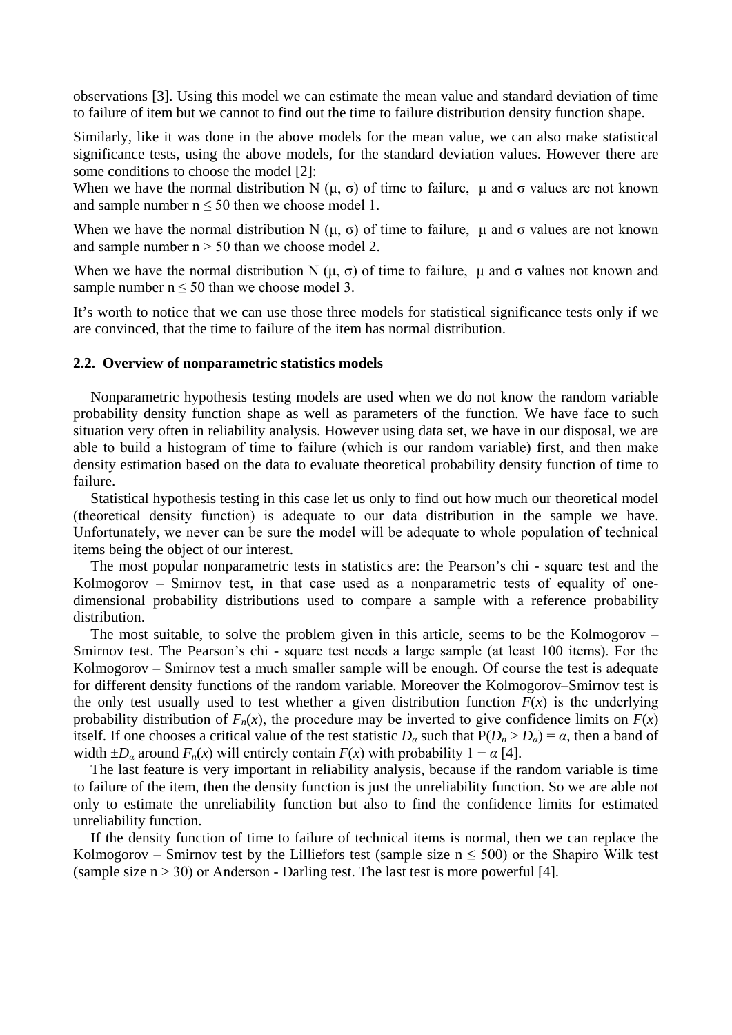observations [3]. Using this model we can estimate the mean value and standard deviation of time to failure of item but we cannot to find out the time to failure distribution density function shape.

Similarly, like it was done in the above models for the mean value, we can also make statistical significance tests, using the above models, for the standard deviation values. However there are some conditions to choose the model [2]:
When we have the normal distribution N (μ, σ) of time to failure, μ and σ values are not known and sample number $n \leq 50$ then we choose model 1.

When we have the normal distribution N (μ, σ) of time to failure, μ and σ values are not known and sample number $n > 50$ than we choose model 2.

When we have the normal distribution N (μ, σ) of time to failure, μ and σ values not known and sample number $n \leq 50$ than we choose model 3.

It's worth to notice that we can use those three models for statistical significance tests only if we are convinced, that the time to failure of the item has normal distribution.

### 2.2. Overview of nonparametric statistics models

Nonparametric hypothesis testing models are used when we do not know the random variable probability density function shape as well as parameters of the function. We have face to such situation very often in reliability analysis. However using data set, we have in our disposal, we are able to build a histogram of time to failure (which is our random variable) first, and then make density estimation based on the data to evaluate theoretical probability density function of time to failure.

Statistical hypothesis testing in this case let us only to find out how much our theoretical model (theoretical density function) is adequate to our data distribution in the sample we have. Unfortunately, we never can be sure the model will be adequate to whole population of technical items being the object of our interest.

The most popular nonparametric tests in statistics are: the Pearson's chi - square test and the Kolmogorov – Smirnov test, in that case used as a nonparametric tests of equality of one-dimensional probability distributions used to compare a sample with a reference probability distribution.

The most suitable, to solve the problem given in this article, seems to be the Kolmogorov – Smirnov test. The Pearson's chi - square test needs a large sample (at least 100 items). For the Kolmogorov – Smirnov test a much smaller sample will be enough. Of course the test is adequate for different density functions of the random variable. Moreover the Kolmogorov–Smirnov test is the only test usually used to test whether a given distribution function $F(x)$ is the underlying probability distribution of $F_n(x)$, the procedure may be inverted to give confidence limits on $F(x)$ itself. If one chooses a critical value of the test statistic $D_\alpha$ such that $P(D_n > D_\alpha) = \alpha$, then a band of width $\pm D_\alpha$ around $F_n(x)$ will entirely contain $F(x)$ with probability $1 - \alpha$ [4].

The last feature is very important in reliability analysis, because if the random variable is time to failure of the item, then the density function is just the unreliability function. So we are able not only to estimate the unreliability function but also to find the confidence limits for estimated unreliability function.

If the density function of time to failure of technical items is normal, then we can replace the Kolmogorov – Smirnov test by the Lilliefors test (sample size $n \leq 500$) or the Shapiro Wilk test (sample size $n > 30$) or Anderson - Darling test. The last test is more powerful [4].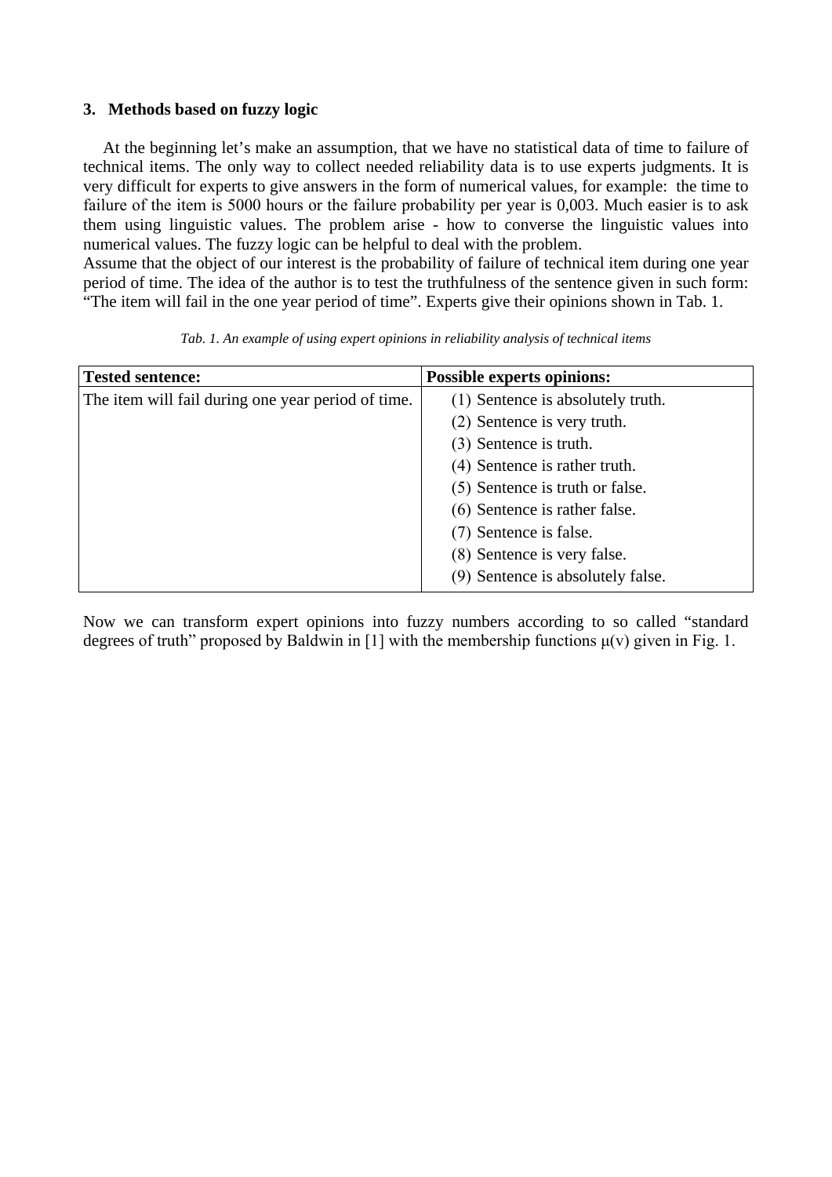## 3. Methods based on fuzzy logic

At the beginning let's make an assumption, that we have no statistical data of time to failure of technical items. The only way to collect needed reliability data is to use experts judgments. It is very difficult for experts to give answers in the form of numerical values, for example: the time to failure of the item is 5000 hours or the failure probability per year is 0,003. Much easier is to ask them using linguistic values. The problem arise - how to converse the linguistic values into numerical values. The fuzzy logic can be helpful to deal with the problem.
Assume that the object of our interest is the probability of failure of technical item during one year period of time. The idea of the author is to test the truthfulness of the sentence given in such form: "The item will fail in the one year period of time". Experts give their opinions shown in Tab. 1.

*Tab. 1. An example of using expert opinions in reliability analysis of technical items*

| **Tested sentence:** | **Possible experts opinions:** |
|---|---|
| The item will fail during one year period of time. | (1) Sentence is absolutely truth. |
| | (2) Sentence is very truth. |
| | (3) Sentence is truth. |
| | (4) Sentence is rather truth. |
| | (5) Sentence is truth or false. |
| | (6) Sentence is rather false. |
| | (7) Sentence is false. |
| | (8) Sentence is very false. |
| | (9) Sentence is absolutely false. |

Now we can transform expert opinions into fuzzy numbers according to so called "standard degrees of truth" proposed by Baldwin in [1] with the membership functions $\mu(v)$ given in Fig. 1.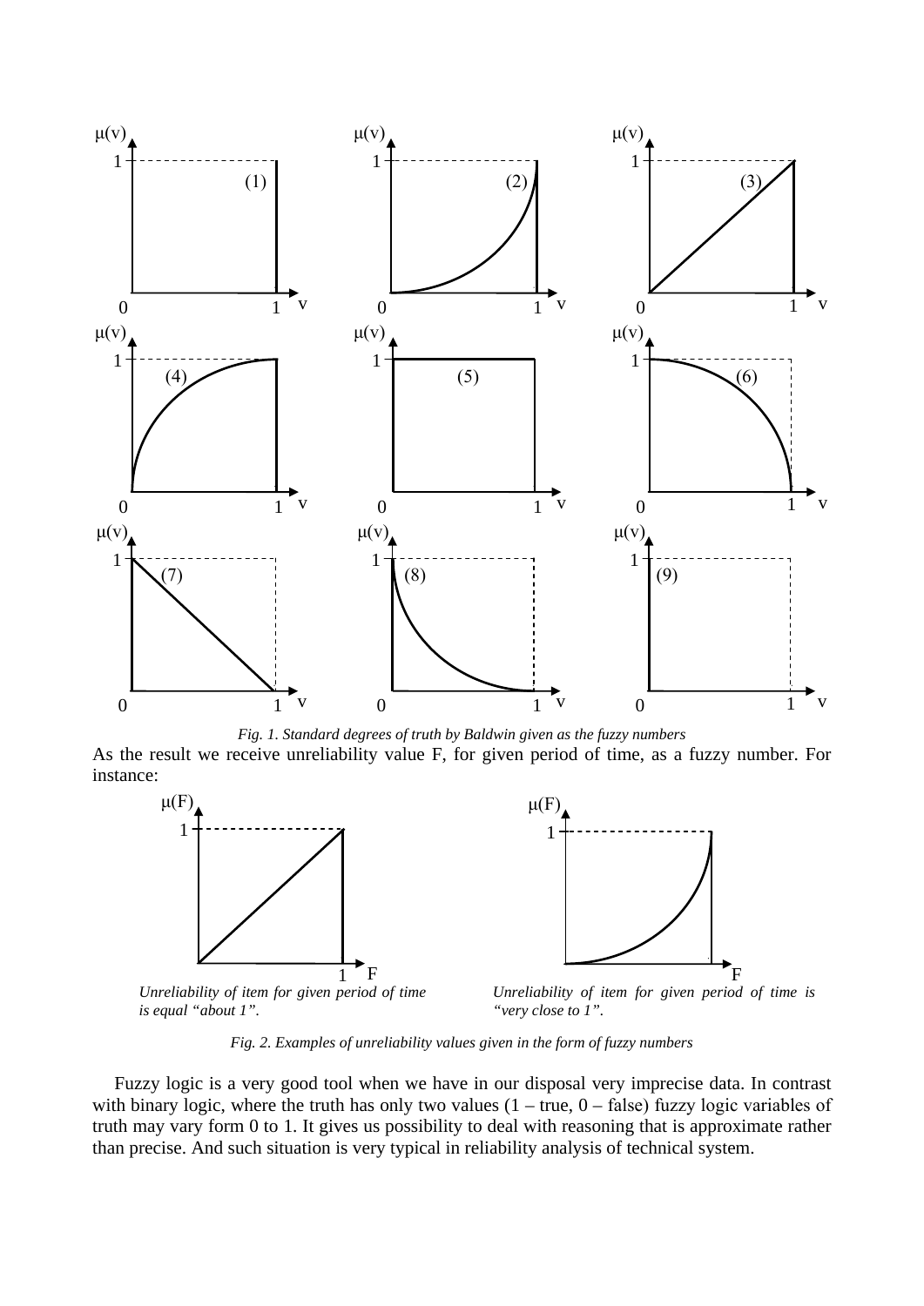*Fig. 1. Standard degrees of truth by Baldwin given as the fuzzy numbers*

As the result we receive unreliability value F, for given period of time, as a fuzzy number. For instance:

*Unreliability of item for given period of time is equal "about 1".*

*Unreliability of item for given period of time is "very close to 1".*

*Fig. 2. Examples of unreliability values given in the form of fuzzy numbers*

Fuzzy logic is a very good tool when we have in our disposal very imprecise data. In contrast with binary logic, where the truth has only two values (1 – true, 0 – false) fuzzy logic variables of truth may vary form 0 to 1. It gives us possibility to deal with reasoning that is approximate rather than precise. And such situation is very typical in reliability analysis of technical system.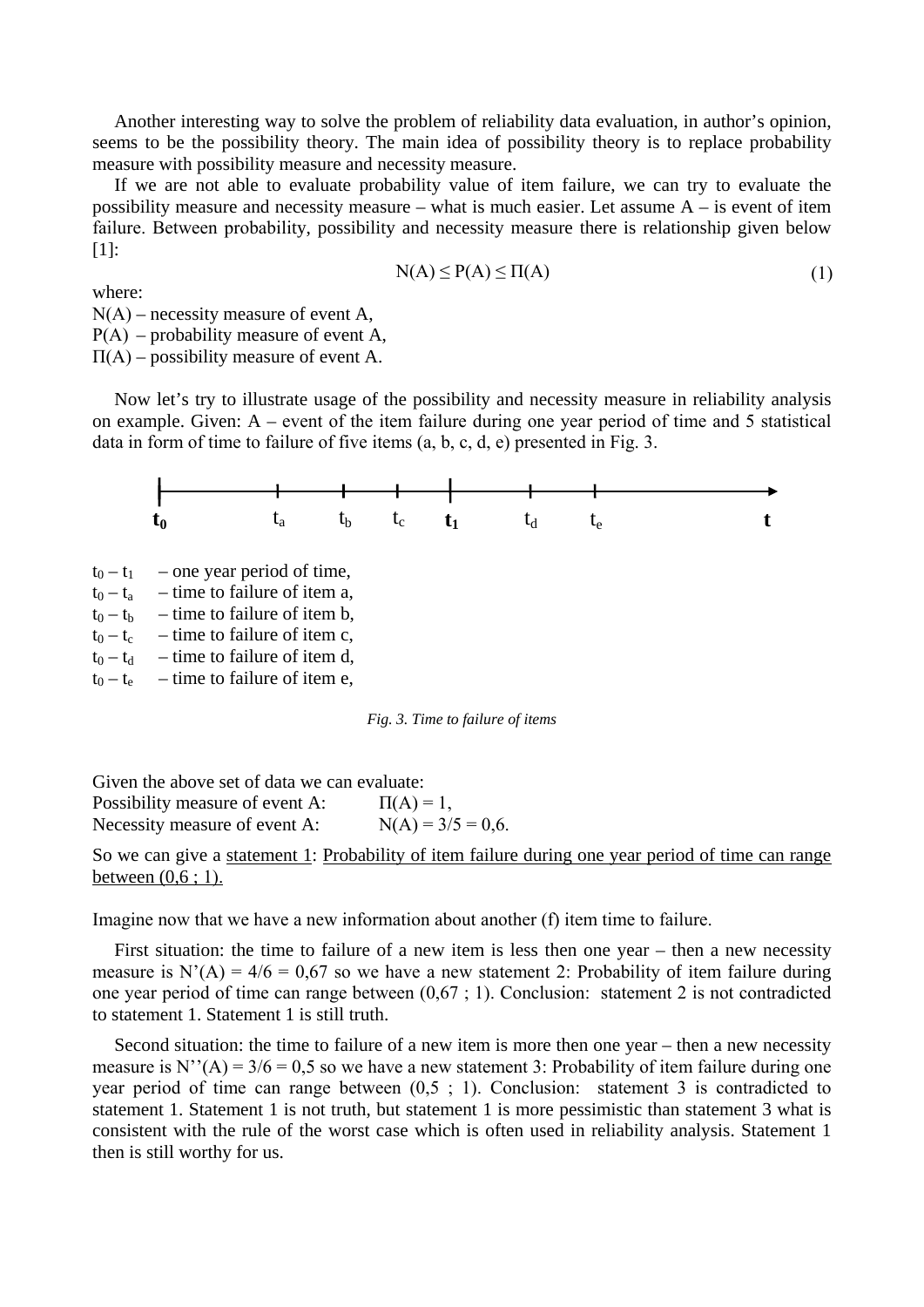Another interesting way to solve the problem of reliability data evaluation, in author's opinion, seems to be the possibility theory. The main idea of possibility theory is to replace probability measure with possibility measure and necessity measure.

If we are not able to evaluate probability value of item failure, we can try to evaluate the possibility measure and necessity measure – what is much easier. Let assume A – is event of item failure. Between probability, possibility and necessity measure there is relationship given below [1]:

$$N(A) \leq P(A) \leq \Pi(A) \tag{1}$$

where:
$N(A)$ – necessity measure of event A,
$P(A)$ – probability measure of event A,
$\Pi(A)$ – possibility measure of event A.

Now let's try to illustrate usage of the possibility and necessity measure in reliability analysis on example. Given: A – event of the item failure during one year period of time and 5 statistical data in form of time to failure of five items (a, b, c, d, e) presented in Fig. 3.

$t_0$ $t_a$ $t_b$ $t_c$ $t_1$ $t_d$ $t_e$ $t$

$t_0 - t_1$ – one year period of time,
$t_0 - t_a$ – time to failure of item a,
$t_0 - t_b$ – time to failure of item b,
$t_0 - t_c$ – time to failure of item c,
$t_0 - t_d$ – time to failure of item d,
$t_0 - t_e$ – time to failure of item e,

*Fig. 3. Time to failure of items*

Given the above set of data we can evaluate:
Possibility measure of event A: $\Pi(A) = 1$,
Necessity measure of event A: $N(A) = 3/5 = 0{,}6$.

So we can give a statement 1: Probability of item failure during one year period of time can range between (0,6 ; 1).

Imagine now that we have a new information about another (f) item time to failure.

First situation: the time to failure of a new item is less then one year – then a new necessity measure is $N'(A) = 4/6 = 0{,}67$ so we have a new statement 2: Probability of item failure during one year period of time can range between (0,67 ; 1). Conclusion: statement 2 is not contradicted to statement 1. Statement 1 is still truth.

Second situation: the time to failure of a new item is more then one year – then a new necessity measure is $N''(A) = 3/6 = 0{,}5$ so we have a new statement 3: Probability of item failure during one year period of time can range between (0,5 ; 1). Conclusion: statement 3 is contradicted to statement 1. Statement 1 is not truth, but statement 1 is more pessimistic than statement 3 what is consistent with the rule of the worst case which is often used in reliability analysis. Statement 1 then is still worthy for us.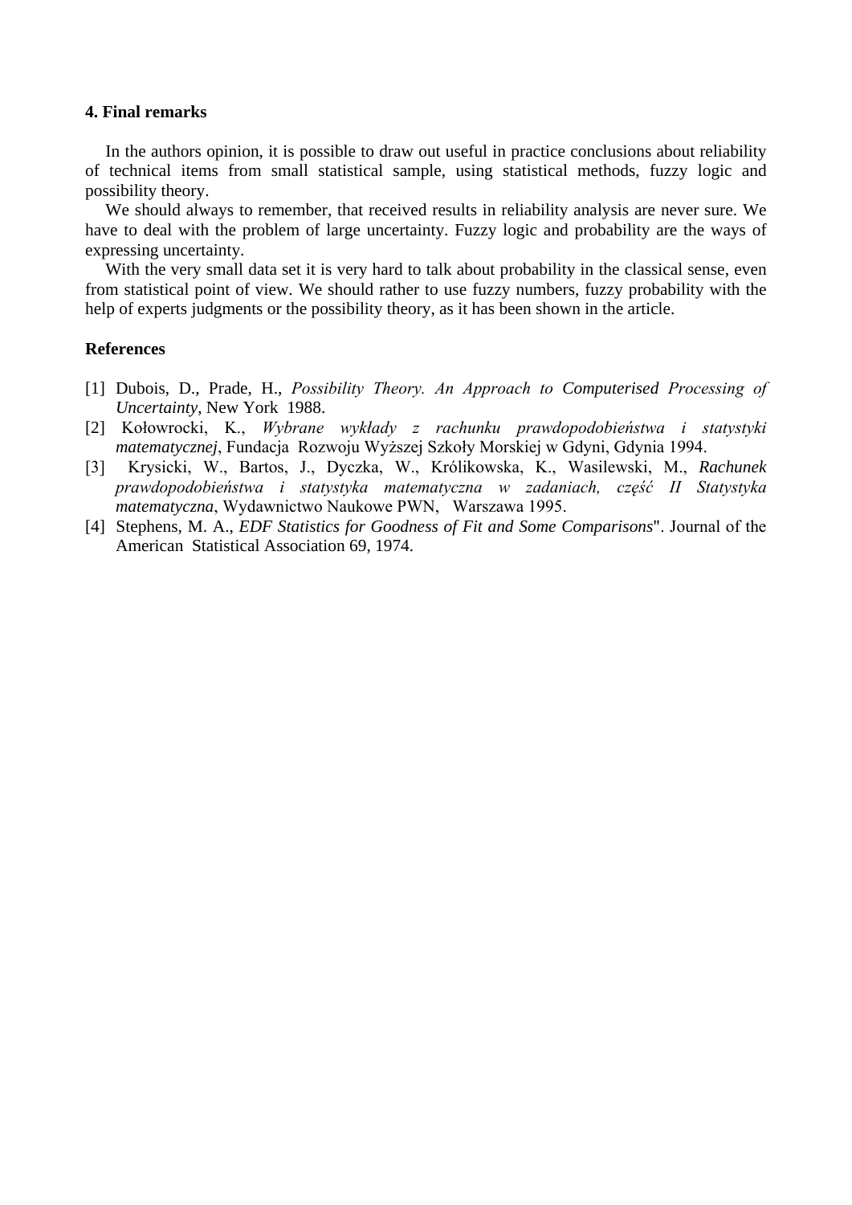## 4. Final remarks

In the authors opinion, it is possible to draw out useful in practice conclusions about reliability of technical items from small statistical sample, using statistical methods, fuzzy logic and possibility theory.

We should always to remember, that received results in reliability analysis are never sure. We have to deal with the problem of large uncertainty. Fuzzy logic and probability are the ways of expressing uncertainty.

With the very small data set it is very hard to talk about probability in the classical sense, even from statistical point of view. We should rather to use fuzzy numbers, fuzzy probability with the help of experts judgments or the possibility theory, as it has been shown in the article.

## References

[1] Dubois, D., Prade, H., *Possibility Theory. An Approach to Computerised Processing of Uncertainty*, New York 1988.

[2] Kołowrocki, K., *Wybrane wykłady z rachunku prawdopodobieństwa i statystyki matematycznej*, Fundacja Rozwoju Wyższej Szkoły Morskiej w Gdyni, Gdynia 1994.

[3] Krysicki, W., Bartos, J., Dyczka, W., Królikowska, K., Wasilewski, M., *Rachunek prawdopodobieństwa i statystyka matematyczna w zadaniach, część II Statystyka matematyczna*, Wydawnictwo Naukowe PWN, Warszawa 1995.

[4] Stephens, M. A., *EDF Statistics for Goodness of Fit and Some Comparisons*". Journal of the American Statistical Association 69, 1974.